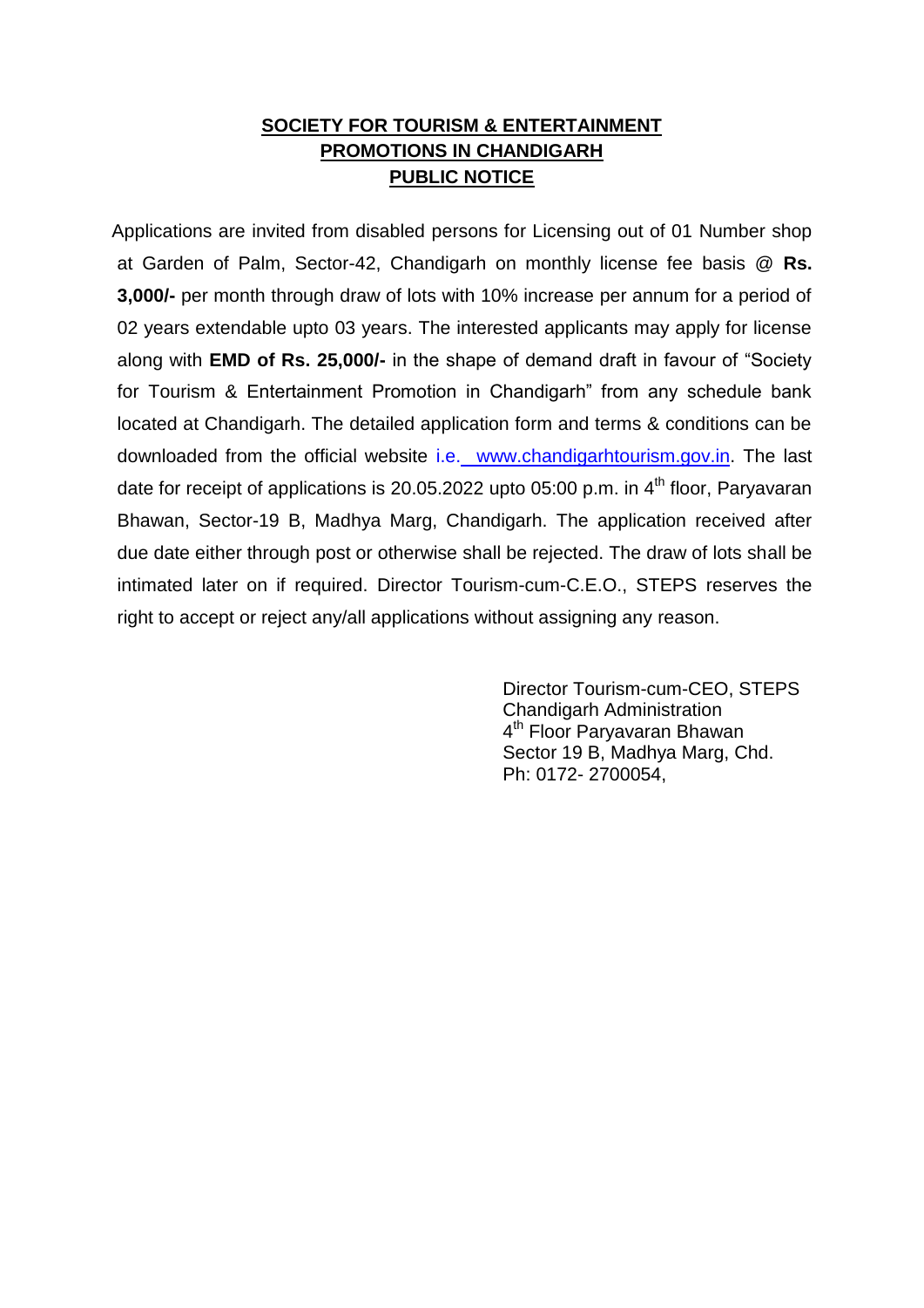**SOCIETY FOR TOURISM & ENTERTAINMENT PROMOTIONS IN CHANDIGARH**

**PUBLIC NOTICE**

Applications are invited from disabled persons for Licensing out of 01 Number shop at Garden of Palm, Sector-42, Chandigarh on monthly license fee basis @ **Rs. 3,000/-** per month through draw of lots with 10% increase per annum for a period of 02 years extendable upto 03 years. The interested applicants may apply for license along with **EMD of Rs. 25,000/-** in the shape of demand draft in favour of "Society for Tourism & Entertainment Promotion in Chandigarh" from any schedule bank located at Chandigarh. The detailed application form and terms & conditions can be downloaded from the official website i.e. www.chandigarhtourism.gov.in. The last date for receipt of applications is 20.05.2022 upto 05:00 p.m. in 4th floor, Paryavaran Bhawan, Sector-19 B, Madhya Marg, Chandigarh. The application received after due date either through post or otherwise shall be rejected. The draw of lots shall be intimated later on if required. Director Tourism-cum-C.E.O., STEPS reserves the right to accept or reject any/all applications without assigning any reason.

Director Tourism-cum-CEO, STEPS
Chandigarh Administration
4th Floor Paryavaran Bhawan
Sector 19 B, Madhya Marg, Chd.
Ph: 0172- 2700054,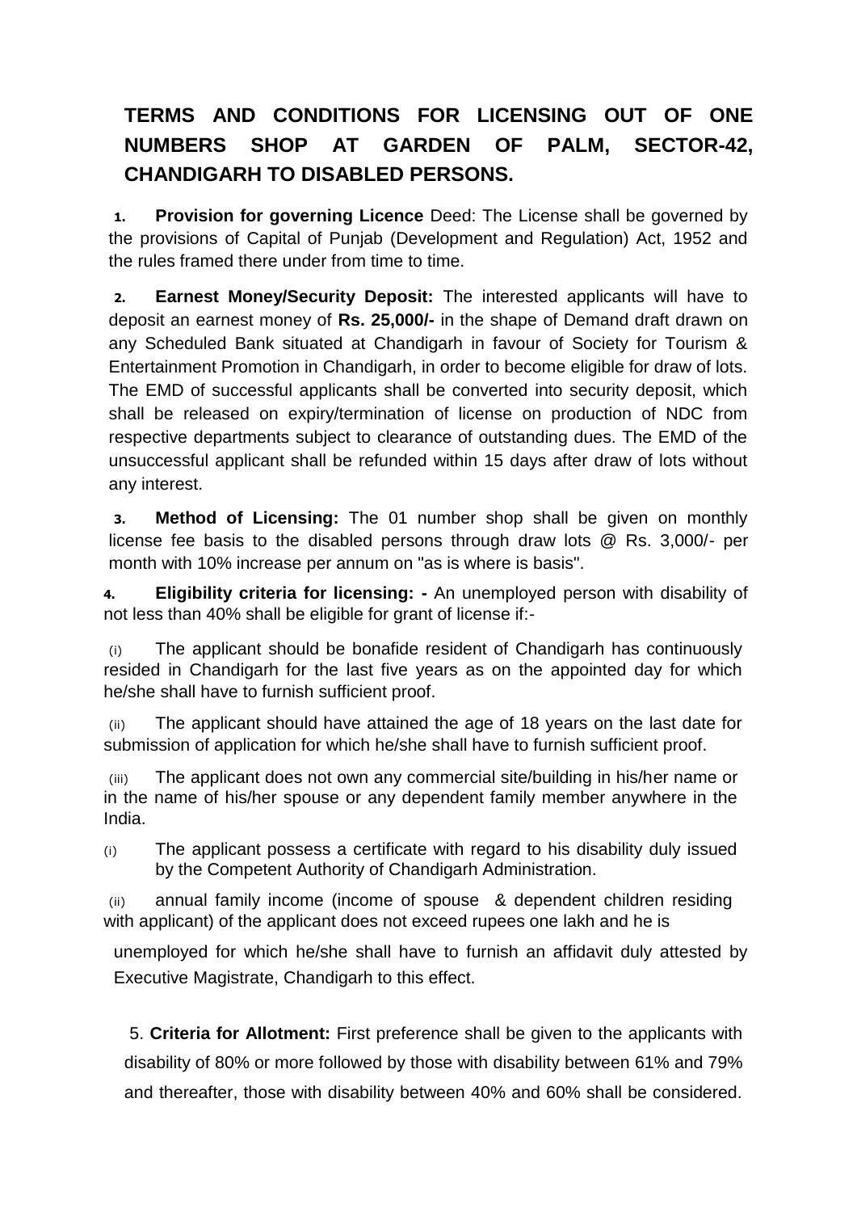# TERMS AND CONDITIONS FOR LICENSING OUT OF ONE NUMBERS SHOP AT GARDEN OF PALM, SECTOR-42, CHANDIGARH TO DISABLED PERSONS.

**1. Provision for governing Licence** Deed: The License shall be governed by the provisions of Capital of Punjab (Development and Regulation) Act, 1952 and the rules framed there under from time to time.

**2. Earnest Money/Security Deposit:** The interested applicants will have to deposit an earnest money of **Rs. 25,000/-** in the shape of Demand draft drawn on any Scheduled Bank situated at Chandigarh in favour of Society for Tourism & Entertainment Promotion in Chandigarh, in order to become eligible for draw of lots. The EMD of successful applicants shall be converted into security deposit, which shall be released on expiry/termination of license on production of NDC from respective departments subject to clearance of outstanding dues. The EMD of the unsuccessful applicant shall be refunded within 15 days after draw of lots without any interest.

**3. Method of Licensing:** The 01 number shop shall be given on monthly license fee basis to the disabled persons through draw lots @ Rs. 3,000/- per month with 10% increase per annum on "as is where is basis".

**4. Eligibility criteria for licensing: -** An unemployed person with disability of not less than 40% shall be eligible for grant of license if:-

(i) The applicant should be bonafide resident of Chandigarh has continuously resided in Chandigarh for the last five years as on the appointed day for which he/she shall have to furnish sufficient proof.

(ii) The applicant should have attained the age of 18 years on the last date for submission of application for which he/she shall have to furnish sufficient proof.

(iii) The applicant does not own any commercial site/building in his/her name or in the name of his/her spouse or any dependent family member anywhere in the India.

(i) The applicant possess a certificate with regard to his disability duly issued by the Competent Authority of Chandigarh Administration.

(ii) annual family income (income of spouse & dependent children residing with applicant) of the applicant does not exceed rupees one lakh and he is unemployed for which he/she shall have to furnish an affidavit duly attested by Executive Magistrate, Chandigarh to this effect.

5. **Criteria for Allotment:** First preference shall be given to the applicants with disability of 80% or more followed by those with disability between 61% and 79% and thereafter, those with disability between 40% and 60% shall be considered.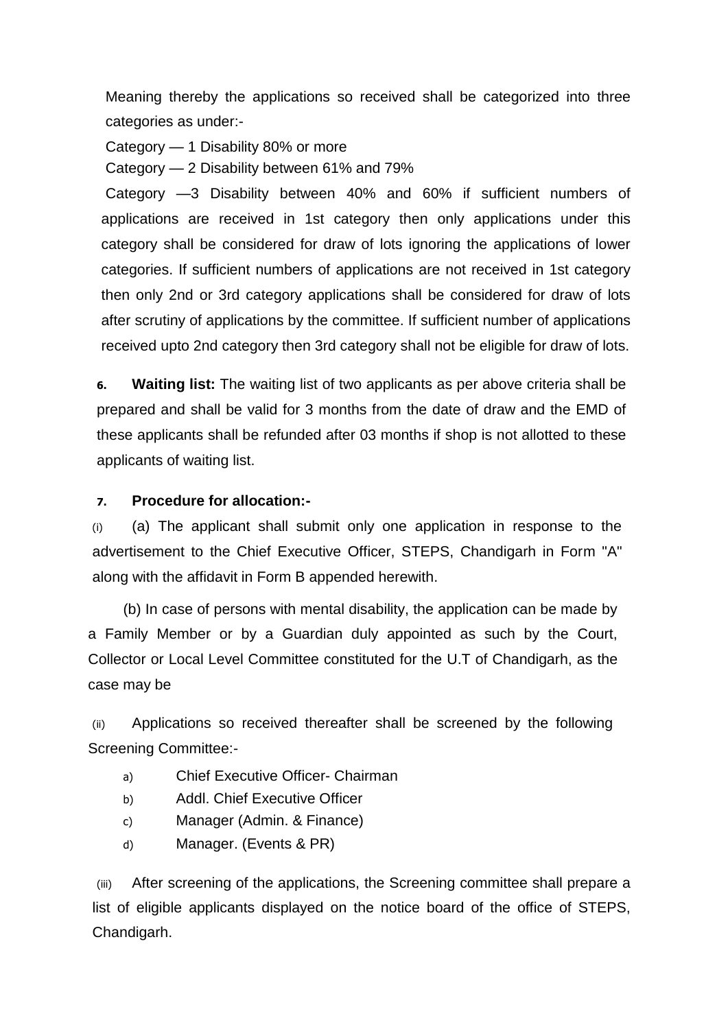Meaning thereby the applications so received shall be categorized into three categories as under:-

Category — 1 Disability 80% or more

Category — 2 Disability between 61% and 79%

Category —3 Disability between 40% and 60% if sufficient numbers of applications are received in 1st category then only applications under this category shall be considered for draw of lots ignoring the applications of lower categories. If sufficient numbers of applications are not received in 1st category then only 2nd or 3rd category applications shall be considered for draw of lots after scrutiny of applications by the committee. If sufficient number of applications received upto 2nd category then 3rd category shall not be eligible for draw of lots.

**6. Waiting list:** The waiting list of two applicants as per above criteria shall be prepared and shall be valid for 3 months from the date of draw and the EMD of these applicants shall be refunded after 03 months if shop is not allotted to these applicants of waiting list.

**7. Procedure for allocation:-**

(i) (a) The applicant shall submit only one application in response to the advertisement to the Chief Executive Officer, STEPS, Chandigarh in Form "A" along with the affidavit in Form B appended herewith.

(b) In case of persons with mental disability, the application can be made by a Family Member or by a Guardian duly appointed as such by the Court, Collector or Local Level Committee constituted for the U.T of Chandigarh, as the case may be

(ii) Applications so received thereafter shall be screened by the following Screening Committee:-

a) Chief Executive Officer- Chairman
b) Addl. Chief Executive Officer
c) Manager (Admin. & Finance)
d) Manager. (Events & PR)

(iii) After screening of the applications, the Screening committee shall prepare a list of eligible applicants displayed on the notice board of the office of STEPS, Chandigarh.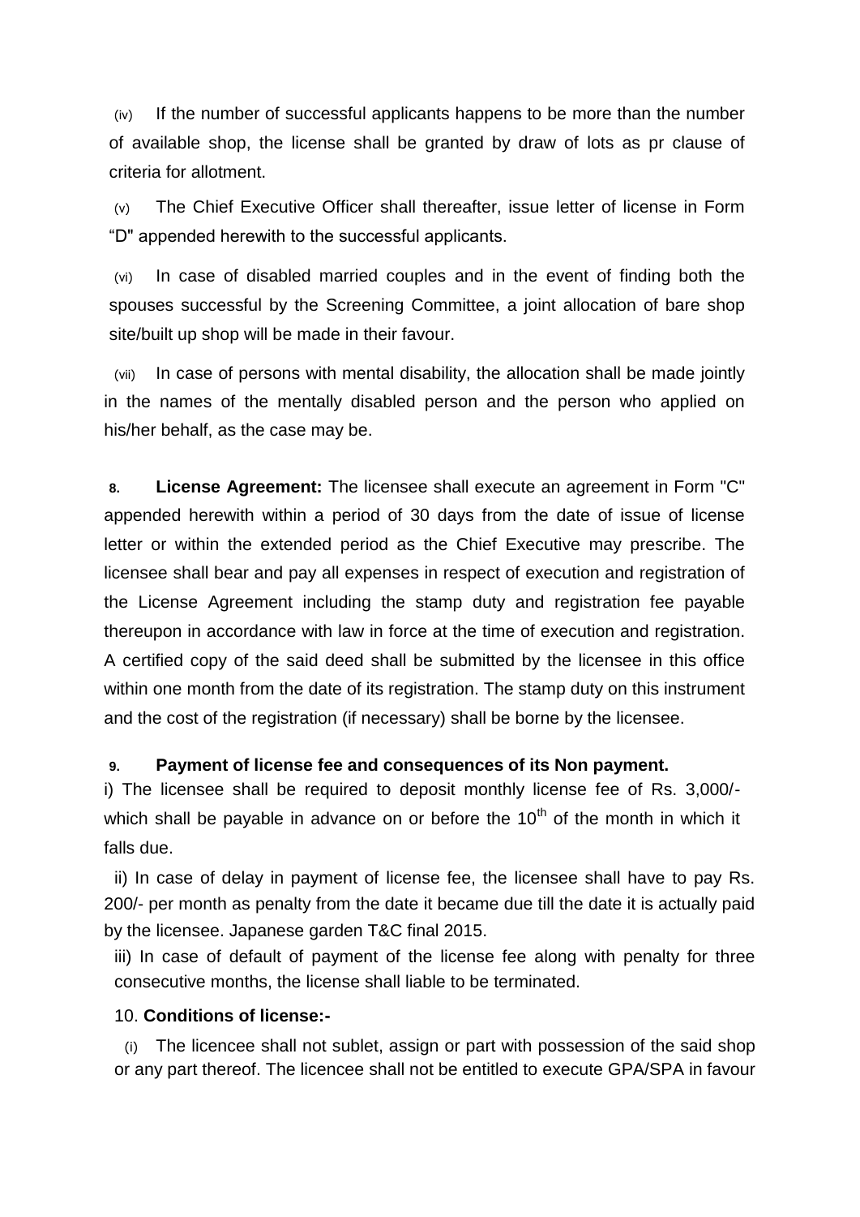(iv) If the number of successful applicants happens to be more than the number of available shop, the license shall be granted by draw of lots as pr clause of criteria for allotment.

(v) The Chief Executive Officer shall thereafter, issue letter of license in Form "D" appended herewith to the successful applicants.

(vi) In case of disabled married couples and in the event of finding both the spouses successful by the Screening Committee, a joint allocation of bare shop site/built up shop will be made in their favour.

(vii) In case of persons with mental disability, the allocation shall be made jointly in the names of the mentally disabled person and the person who applied on his/her behalf, as the case may be.

**8. License Agreement:** The licensee shall execute an agreement in Form "C" appended herewith within a period of 30 days from the date of issue of license letter or within the extended period as the Chief Executive may prescribe. The licensee shall bear and pay all expenses in respect of execution and registration of the License Agreement including the stamp duty and registration fee payable thereupon in accordance with law in force at the time of execution and registration. A certified copy of the said deed shall be submitted by the licensee in this office within one month from the date of its registration. The stamp duty on this instrument and the cost of the registration (if necessary) shall be borne by the licensee.

**9. Payment of license fee and consequences of its Non payment.**

i) The licensee shall be required to deposit monthly license fee of Rs. 3,000/- which shall be payable in advance on or before the 10th of the month in which it falls due.

ii) In case of delay in payment of license fee, the licensee shall have to pay Rs. 200/- per month as penalty from the date it became due till the date it is actually paid by the licensee. Japanese garden T&C final 2015.

iii) In case of default of payment of the license fee along with penalty for three consecutive months, the license shall liable to be terminated.

10. **Conditions of license:-**

(i) The licencee shall not sublet, assign or part with possession of the said shop or any part thereof. The licencee shall not be entitled to execute GPA/SPA in favour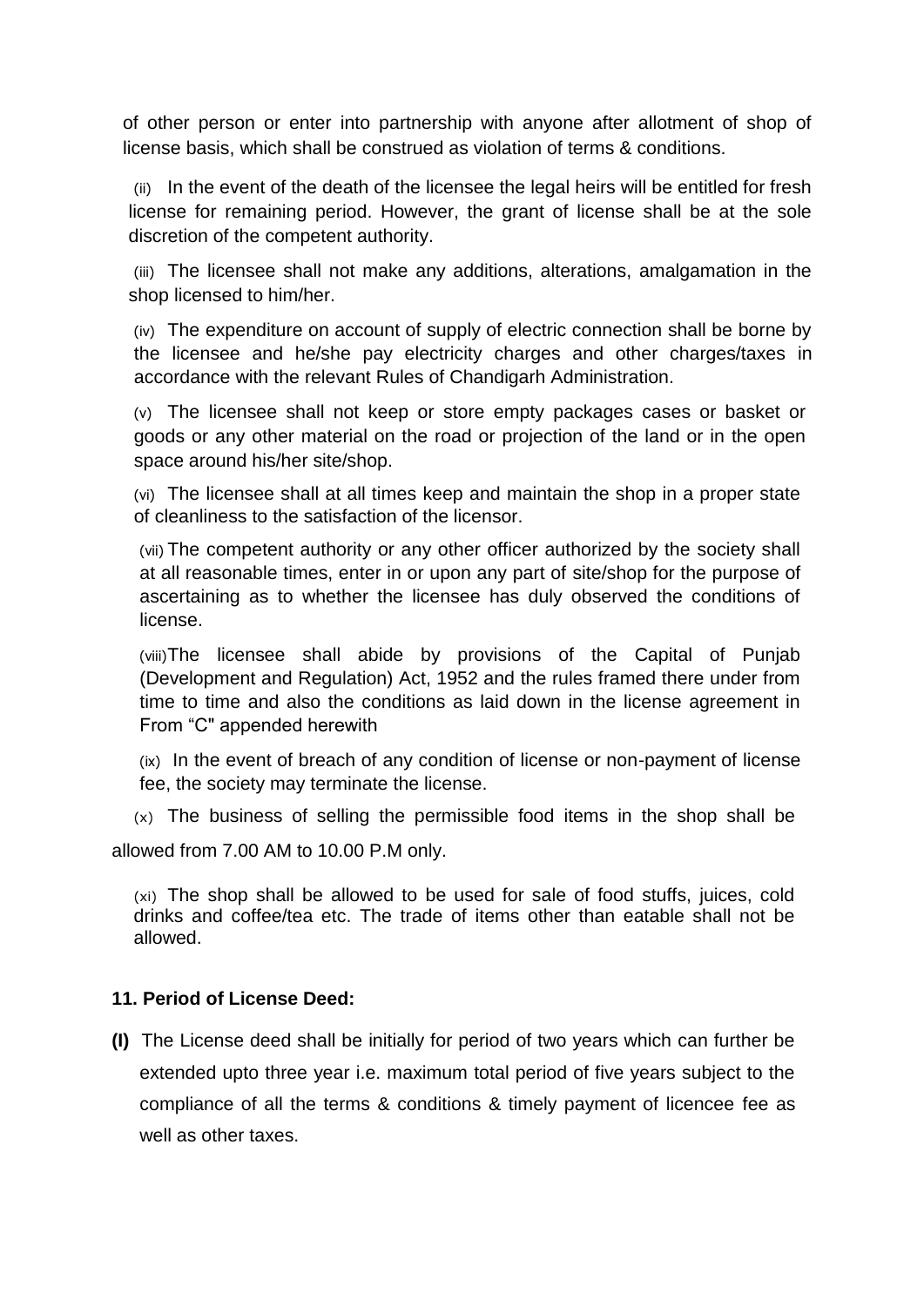of other person or enter into partnership with anyone after allotment of shop of license basis, which shall be construed as violation of terms & conditions.

(ii) In the event of the death of the licensee the legal heirs will be entitled for fresh license for remaining period. However, the grant of license shall be at the sole discretion of the competent authority.

(iii) The licensee shall not make any additions, alterations, amalgamation in the shop licensed to him/her.

(iv) The expenditure on account of supply of electric connection shall be borne by the licensee and he/she pay electricity charges and other charges/taxes in accordance with the relevant Rules of Chandigarh Administration.

(v) The licensee shall not keep or store empty packages cases or basket or goods or any other material on the road or projection of the land or in the open space around his/her site/shop.

(vi) The licensee shall at all times keep and maintain the shop in a proper state of cleanliness to the satisfaction of the licensor.

(vii) The competent authority or any other officer authorized by the society shall at all reasonable times, enter in or upon any part of site/shop for the purpose of ascertaining as to whether the licensee has duly observed the conditions of license.

(viii) The licensee shall abide by provisions of the Capital of Punjab (Development and Regulation) Act, 1952 and the rules framed there under from time to time and also the conditions as laid down in the license agreement in From "C" appended herewith

(ix) In the event of breach of any condition of license or non-payment of license fee, the society may terminate the license.

(x) The business of selling the permissible food items in the shop shall be allowed from 7.00 AM to 10.00 P.M only.

(xi) The shop shall be allowed to be used for sale of food stuffs, juices, cold drinks and coffee/tea etc. The trade of items other than eatable shall not be allowed.

**11. Period of License Deed:**

**(I)** The License deed shall be initially for period of two years which can further be extended upto three year i.e. maximum total period of five years subject to the compliance of all the terms & conditions & timely payment of licencee fee as well as other taxes.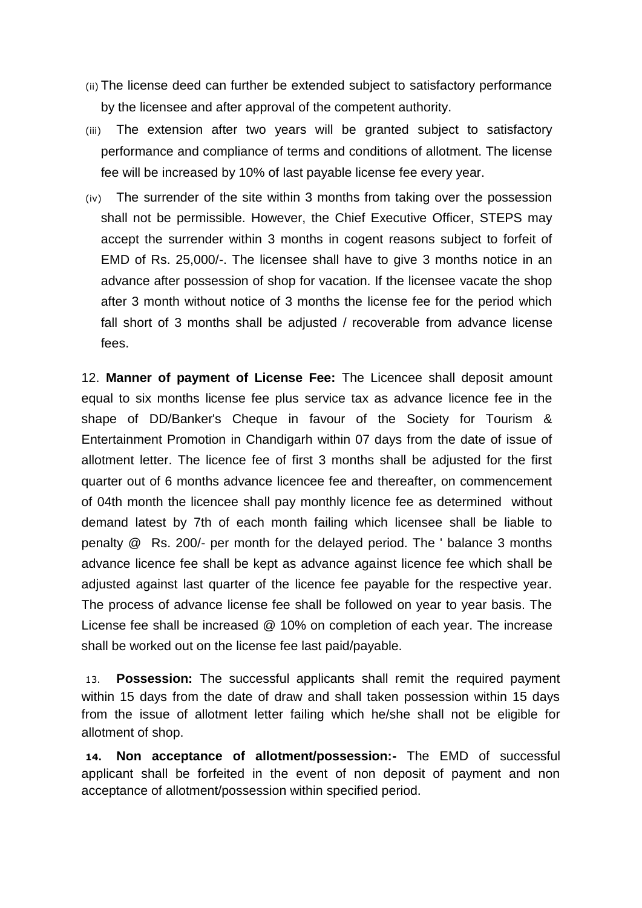(ii) The license deed can further be extended subject to satisfactory performance by the licensee and after approval of the competent authority.

(iii) The extension after two years will be granted subject to satisfactory performance and compliance of terms and conditions of allotment. The license fee will be increased by 10% of last payable license fee every year.

(iv) The surrender of the site within 3 months from taking over the possession shall not be permissible. However, the Chief Executive Officer, STEPS may accept the surrender within 3 months in cogent reasons subject to forfeit of EMD of Rs. 25,000/-. The licensee shall have to give 3 months notice in an advance after possession of shop for vacation. If the licensee vacate the shop after 3 month without notice of 3 months the license fee for the period which fall short of 3 months shall be adjusted / recoverable from advance license fees.

12. **Manner of payment of License Fee:** The Licencee shall deposit amount equal to six months license fee plus service tax as advance licence fee in the shape of DD/Banker's Cheque in favour of the Society for Tourism & Entertainment Promotion in Chandigarh within 07 days from the date of issue of allotment letter. The licence fee of first 3 months shall be adjusted for the first quarter out of 6 months advance licencee fee and thereafter, on commencement of 04th month the licencee shall pay monthly licence fee as determined without demand latest by 7th of each month failing which licensee shall be liable to penalty @ Rs. 200/- per month for the delayed period. The ' balance 3 months advance licence fee shall be kept as advance against licence fee which shall be adjusted against last quarter of the licence fee payable for the respective year. The process of advance license fee shall be followed on year to year basis. The License fee shall be increased @ 10% on completion of each year. The increase shall be worked out on the license fee last paid/payable.

13. **Possession:** The successful applicants shall remit the required payment within 15 days from the date of draw and shall taken possession within 15 days from the issue of allotment letter failing which he/she shall not be eligible for allotment of shop.

**14. Non acceptance of allotment/possession:-** The EMD of successful applicant shall be forfeited in the event of non deposit of payment and non acceptance of allotment/possession within specified period.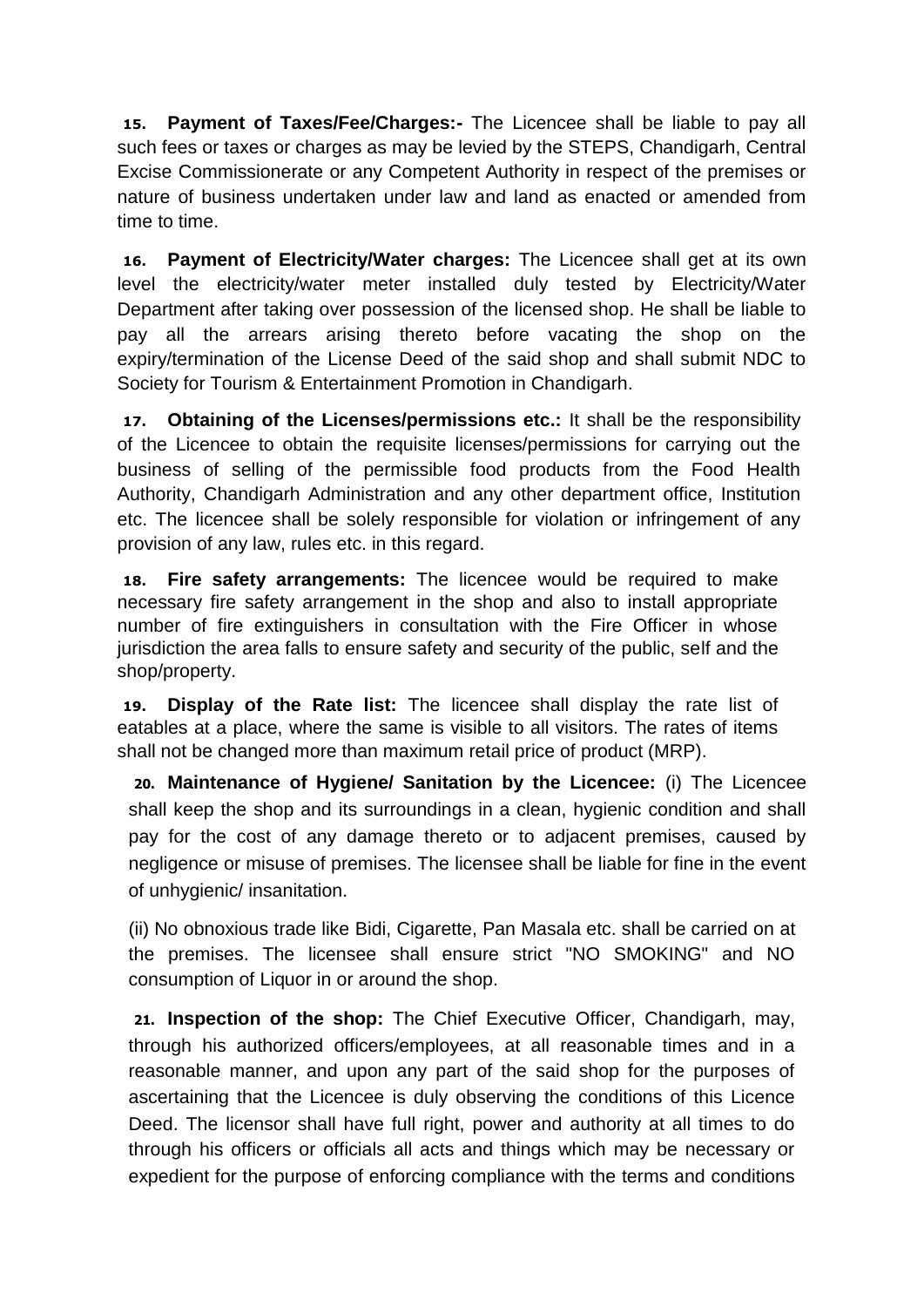**15. Payment of Taxes/Fee/Charges:-** The Licencee shall be liable to pay all such fees or taxes or charges as may be levied by the STEPS, Chandigarh, Central Excise Commissionerate or any Competent Authority in respect of the premises or nature of business undertaken under law and land as enacted or amended from time to time.

**16. Payment of Electricity/Water charges:** The Licencee shall get at its own level the electricity/water meter installed duly tested by Electricity/Water Department after taking over possession of the licensed shop. He shall be liable to pay all the arrears arising thereto before vacating the shop on the expiry/termination of the License Deed of the said shop and shall submit NDC to Society for Tourism & Entertainment Promotion in Chandigarh.

**17. Obtaining of the Licenses/permissions etc.:** It shall be the responsibility of the Licencee to obtain the requisite licenses/permissions for carrying out the business of selling of the permissible food products from the Food Health Authority, Chandigarh Administration and any other department office, Institution etc. The licencee shall be solely responsible for violation or infringement of any provision of any law, rules etc. in this regard.

**18. Fire safety arrangements:** The licencee would be required to make necessary fire safety arrangement in the shop and also to install appropriate number of fire extinguishers in consultation with the Fire Officer in whose jurisdiction the area falls to ensure safety and security of the public, self and the shop/property.

**19. Display of the Rate list:** The licencee shall display the rate list of eatables at a place, where the same is visible to all visitors. The rates of items shall not be changed more than maximum retail price of product (MRP).

**20. Maintenance of Hygiene/ Sanitation by the Licencee:** (i) The Licencee shall keep the shop and its surroundings in a clean, hygienic condition and shall pay for the cost of any damage thereto or to adjacent premises, caused by negligence or misuse of premises. The licensee shall be liable for fine in the event of unhygienic/ insanitation.

(ii) No obnoxious trade like Bidi, Cigarette, Pan Masala etc. shall be carried on at the premises. The licensee shall ensure strict "NO SMOKING" and NO consumption of Liquor in or around the shop.

**21. Inspection of the shop:** The Chief Executive Officer, Chandigarh, may, through his authorized officers/employees, at all reasonable times and in a reasonable manner, and upon any part of the said shop for the purposes of ascertaining that the Licencee is duly observing the conditions of this Licence Deed. The licensor shall have full right, power and authority at all times to do through his officers or officials all acts and things which may be necessary or expedient for the purpose of enforcing compliance with the terms and conditions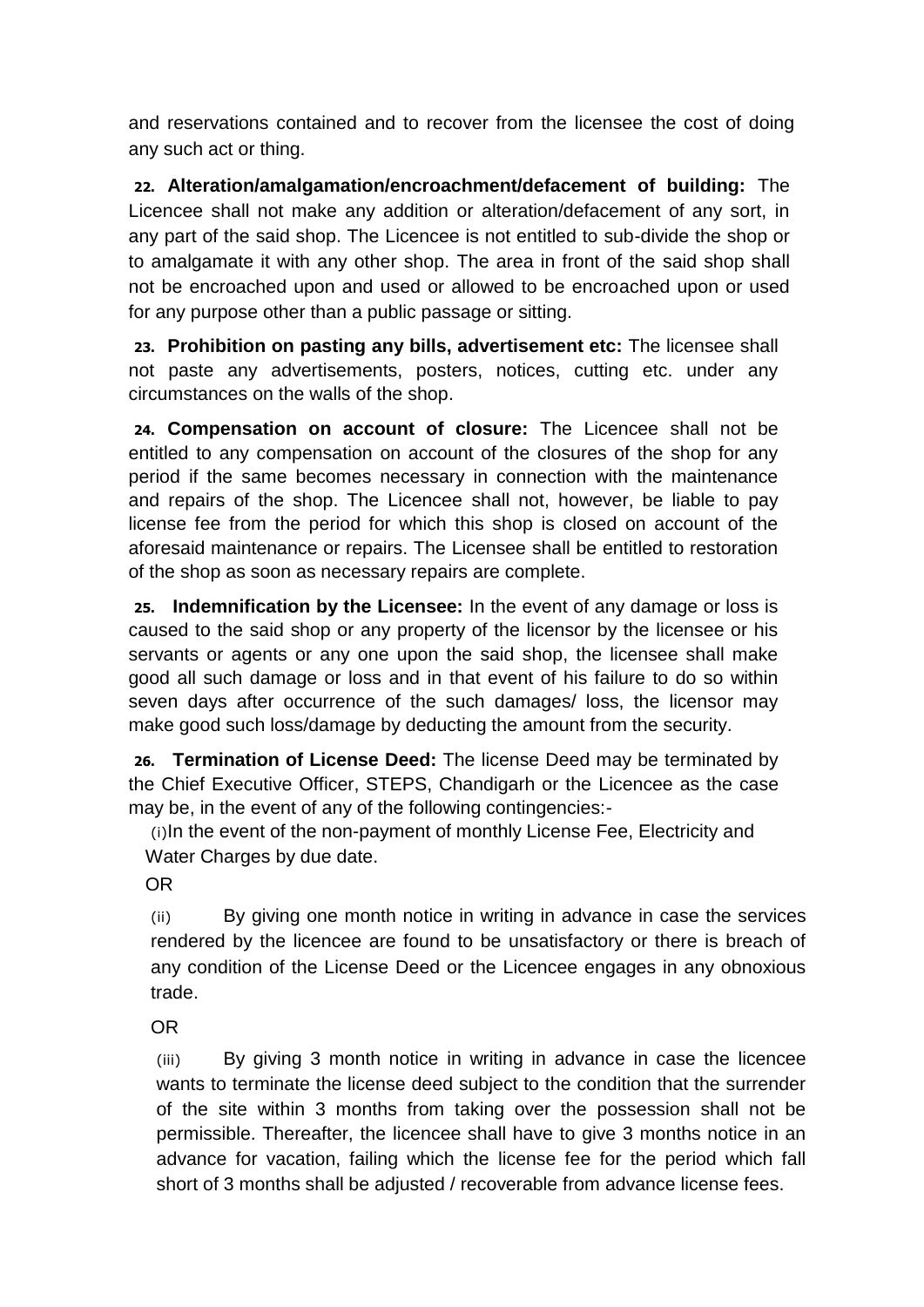and reservations contained and to recover from the licensee the cost of doing any such act or thing.

**22. Alteration/amalgamation/encroachment/defacement of building:** The Licencee shall not make any addition or alteration/defacement of any sort, in any part of the said shop. The Licencee is not entitled to sub-divide the shop or to amalgamate it with any other shop. The area in front of the said shop shall not be encroached upon and used or allowed to be encroached upon or used for any purpose other than a public passage or sitting.

**23. Prohibition on pasting any bills, advertisement etc:** The licensee shall not paste any advertisements, posters, notices, cutting etc. under any circumstances on the walls of the shop.

**24. Compensation on account of closure:** The Licencee shall not be entitled to any compensation on account of the closures of the shop for any period if the same becomes necessary in connection with the maintenance and repairs of the shop. The Licencee shall not, however, be liable to pay license fee from the period for which this shop is closed on account of the aforesaid maintenance or repairs. The Licensee shall be entitled to restoration of the shop as soon as necessary repairs are complete.

**25. Indemnification by the Licensee:** In the event of any damage or loss is caused to the said shop or any property of the licensor by the licensee or his servants or agents or any one upon the said shop, the licensee shall make good all such damage or loss and in that event of his failure to do so within seven days after occurrence of the such damages/ loss, the licensor may make good such loss/damage by deducting the amount from the security.

**26. Termination of License Deed:** The license Deed may be terminated by the Chief Executive Officer, STEPS, Chandigarh or the Licencee as the case may be, in the event of any of the following contingencies:-

(i) In the event of the non-payment of monthly License Fee, Electricity and Water Charges by due date.

OR

(ii) By giving one month notice in writing in advance in case the services rendered by the licencee are found to be unsatisfactory or there is breach of any condition of the License Deed or the Licencee engages in any obnoxious trade.

OR

(iii) By giving 3 month notice in writing in advance in case the licencee wants to terminate the license deed subject to the condition that the surrender of the site within 3 months from taking over the possession shall not be permissible. Thereafter, the licencee shall have to give 3 months notice in an advance for vacation, failing which the license fee for the period which fall short of 3 months shall be adjusted / recoverable from advance license fees.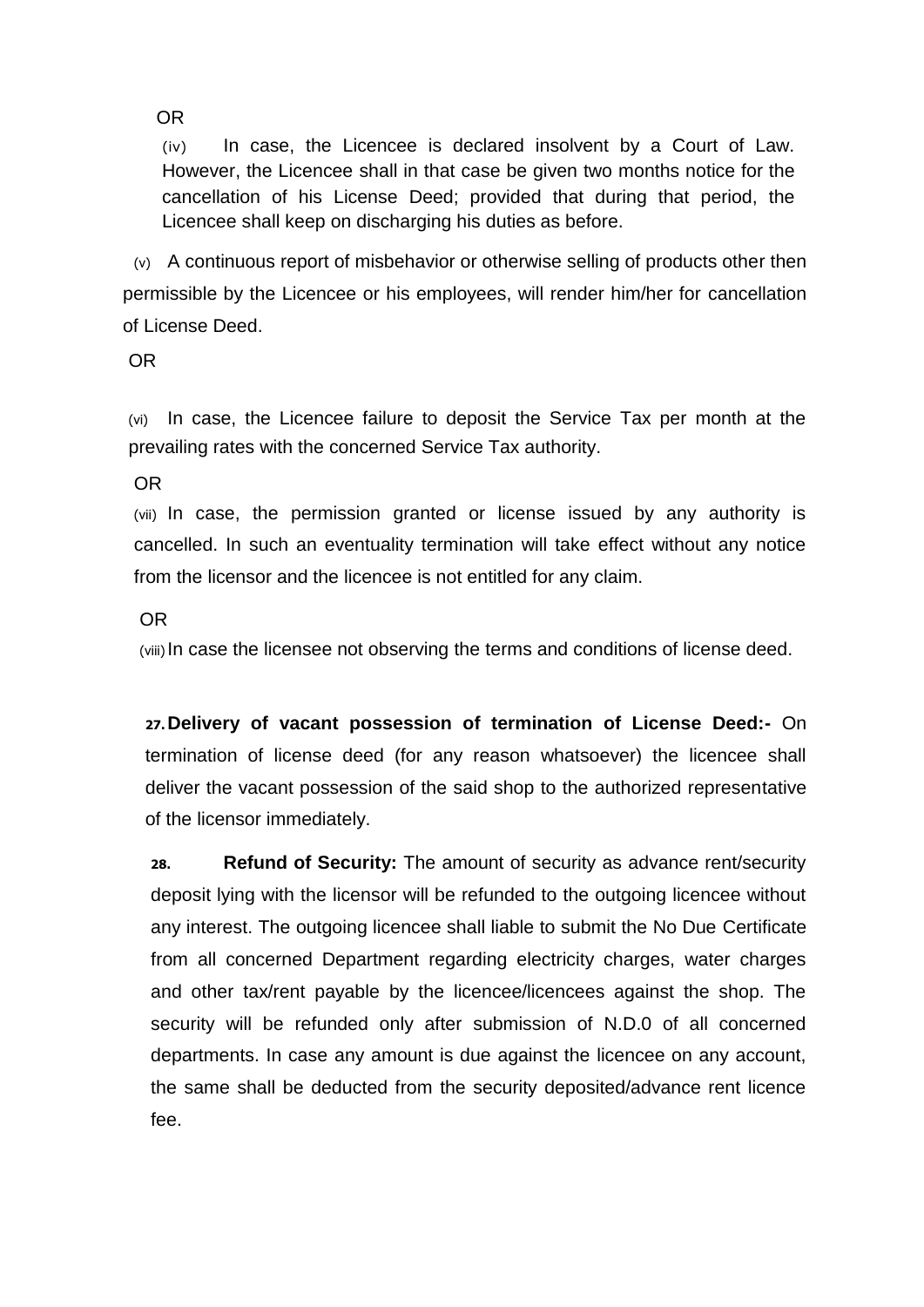OR

(iv) In case, the Licencee is declared insolvent by a Court of Law. However, the Licencee shall in that case be given two months notice for the cancellation of his License Deed; provided that during that period, the Licencee shall keep on discharging his duties as before.

(v) A continuous report of misbehavior or otherwise selling of products other then permissible by the Licencee or his employees, will render him/her for cancellation of License Deed.

OR

(vi) In case, the Licencee failure to deposit the Service Tax per month at the prevailing rates with the concerned Service Tax authority.

OR

(vii) In case, the permission granted or license issued by any authority is cancelled. In such an eventuality termination will take effect without any notice from the licensor and the licencee is not entitled for any claim.

OR

(viii) In case the licensee not observing the terms and conditions of license deed.

**27. Delivery of vacant possession of termination of License Deed:-** On termination of license deed (for any reason whatsoever) the licencee shall deliver the vacant possession of the said shop to the authorized representative of the licensor immediately.

**28. Refund of Security:** The amount of security as advance rent/security deposit lying with the licensor will be refunded to the outgoing licencee without any interest. The outgoing licencee shall liable to submit the No Due Certificate from all concerned Department regarding electricity charges, water charges and other tax/rent payable by the licencee/licencees against the shop. The security will be refunded only after submission of N.D.0 of all concerned departments. In case any amount is due against the licencee on any account, the same shall be deducted from the security deposited/advance rent licence fee.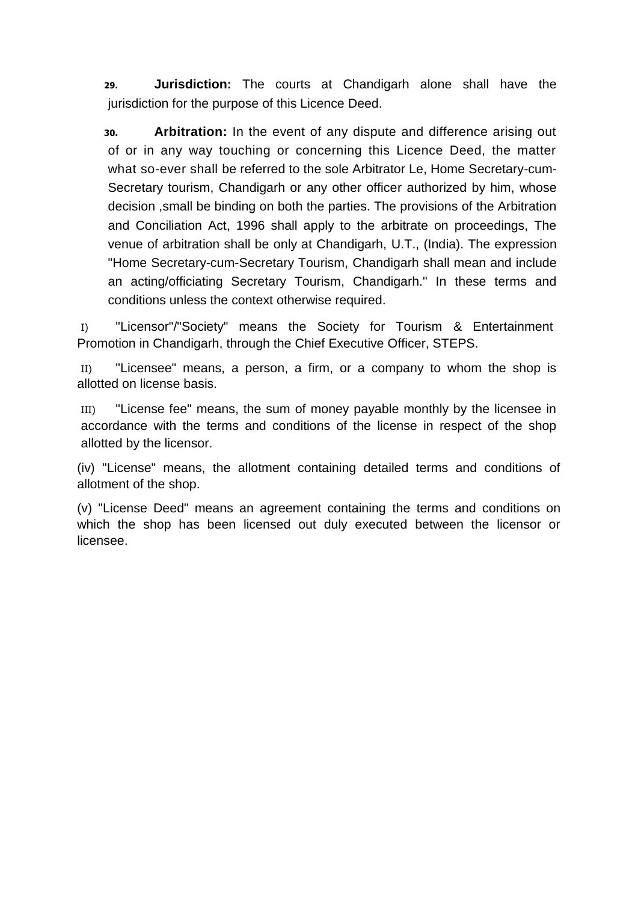**29.** **Jurisdiction:** The courts at Chandigarh alone shall have the jurisdiction for the purpose of this Licence Deed.

**30.** **Arbitration:** In the event of any dispute and difference arising out of or in any way touching or concerning this Licence Deed, the matter what so-ever shall be referred to the sole Arbitrator Le, Home Secretary-cum-Secretary tourism, Chandigarh or any other officer authorized by him, whose decision ,small be binding on both the parties. The provisions of the Arbitration and Conciliation Act, 1996 shall apply to the arbitrate on proceedings, The venue of arbitration shall be only at Chandigarh, U.T., (India). The expression "Home Secretary-cum-Secretary Tourism, Chandigarh shall mean and include an acting/officiating Secretary Tourism, Chandigarh." In these terms and conditions unless the context otherwise required.

I) "Licensor"/"Society" means the Society for Tourism & Entertainment Promotion in Chandigarh, through the Chief Executive Officer, STEPS.

II) "Licensee" means, a person, a firm, or a company to whom the shop is allotted on license basis.

III) "License fee" means, the sum of money payable monthly by the licensee in accordance with the terms and conditions of the license in respect of the shop allotted by the licensor.

(iv) "License" means, the allotment containing detailed terms and conditions of allotment of the shop.

(v) "License Deed" means an agreement containing the terms and conditions on which the shop has been licensed out duly executed between the licensor or licensee.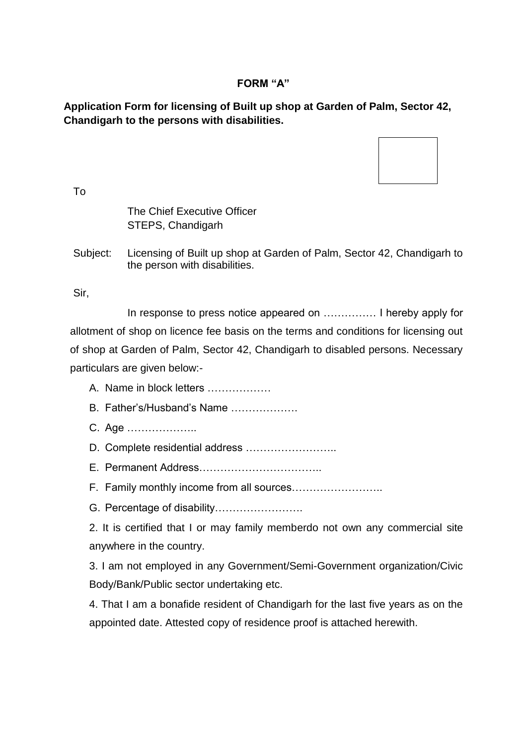**FORM "A"**

**Application Form for licensing of Built up shop at Garden of Palm, Sector 42, Chandigarh to the persons with disabilities.**

To

The Chief Executive Officer
STEPS, Chandigarh

Subject: Licensing of Built up shop at Garden of Palm, Sector 42, Chandigarh to the person with disabilities.

Sir,

In response to press notice appeared on …………… I hereby apply for allotment of shop on licence fee basis on the terms and conditions for licensing out of shop at Garden of Palm, Sector 42, Chandigarh to disabled persons. Necessary particulars are given below:-

A. Name in block letters ………………
B. Father's/Husband's Name ……………….
C. Age ………………..
D. Complete residential address ……………………..
E. Permanent Address……………………………..
F. Family monthly income from all sources……………………..
G. Percentage of disability…………………….

2. It is certified that I or may family memberdo not own any commercial site anywhere in the country.

3. I am not employed in any Government/Semi-Government organization/Civic Body/Bank/Public sector undertaking etc.

4. That I am a bonafide resident of Chandigarh for the last five years as on the appointed date. Attested copy of residence proof is attached herewith.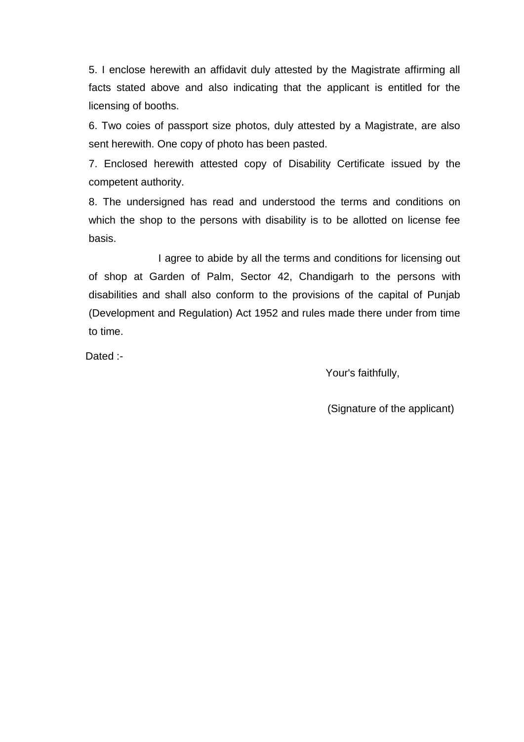5. I enclose herewith an affidavit duly attested by the Magistrate affirming all facts stated above and also indicating that the applicant is entitled for the licensing of booths.

6. Two coies of passport size photos, duly attested by a Magistrate, are also sent herewith. One copy of photo has been pasted.

7. Enclosed herewith attested copy of Disability Certificate issued by the competent authority.

8. The undersigned has read and understood the terms and conditions on which the shop to the persons with disability is to be allotted on license fee basis.

I agree to abide by all the terms and conditions for licensing out of shop at Garden of Palm, Sector 42, Chandigarh to the persons with disabilities and shall also conform to the provisions of the capital of Punjab (Development and Regulation) Act 1952 and rules made there under from time to time.

Dated :-

Your's faithfully,

(Signature of the applicant)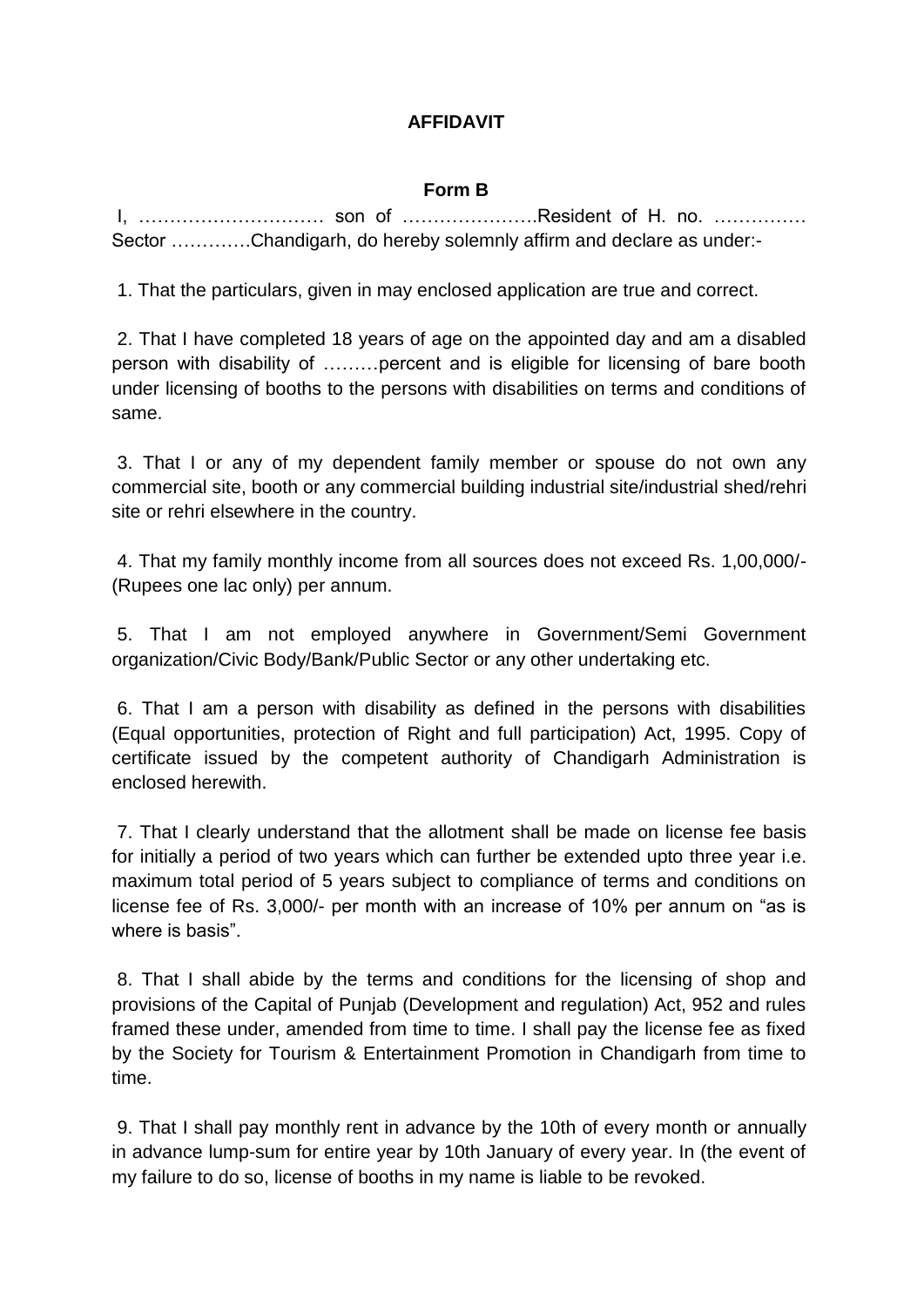**AFFIDAVIT**

**Form B**

I, ………………………… son of ………………….Resident of H. no. …………… Sector …………Chandigarh, do hereby solemnly affirm and declare as under:-

1. That the particulars, given in may enclosed application are true and correct.

2. That I have completed 18 years of age on the appointed day and am a disabled person with disability of ………percent and is eligible for licensing of bare booth under licensing of booths to the persons with disabilities on terms and conditions of same.

3. That I or any of my dependent family member or spouse do not own any commercial site, booth or any commercial building industrial site/industrial shed/rehri site or rehri elsewhere in the country.

4. That my family monthly income from all sources does not exceed Rs. 1,00,000/- (Rupees one lac only) per annum.

5. That I am not employed anywhere in Government/Semi Government organization/Civic Body/Bank/Public Sector or any other undertaking etc.

6. That I am a person with disability as defined in the persons with disabilities (Equal opportunities, protection of Right and full participation) Act, 1995. Copy of certificate issued by the competent authority of Chandigarh Administration is enclosed herewith.

7. That I clearly understand that the allotment shall be made on license fee basis for initially a period of two years which can further be extended upto three year i.e. maximum total period of 5 years subject to compliance of terms and conditions on license fee of Rs. 3,000/- per month with an increase of 10% per annum on "as is where is basis".

8. That I shall abide by the terms and conditions for the licensing of shop and provisions of the Capital of Punjab (Development and regulation) Act, 952 and rules framed these under, amended from time to time. I shall pay the license fee as fixed by the Society for Tourism & Entertainment Promotion in Chandigarh from time to time.

9. That I shall pay monthly rent in advance by the 10th of every month or annually in advance lump-sum for entire year by 10th January of every year. In (the event of my failure to do so, license of booths in my name is liable to be revoked.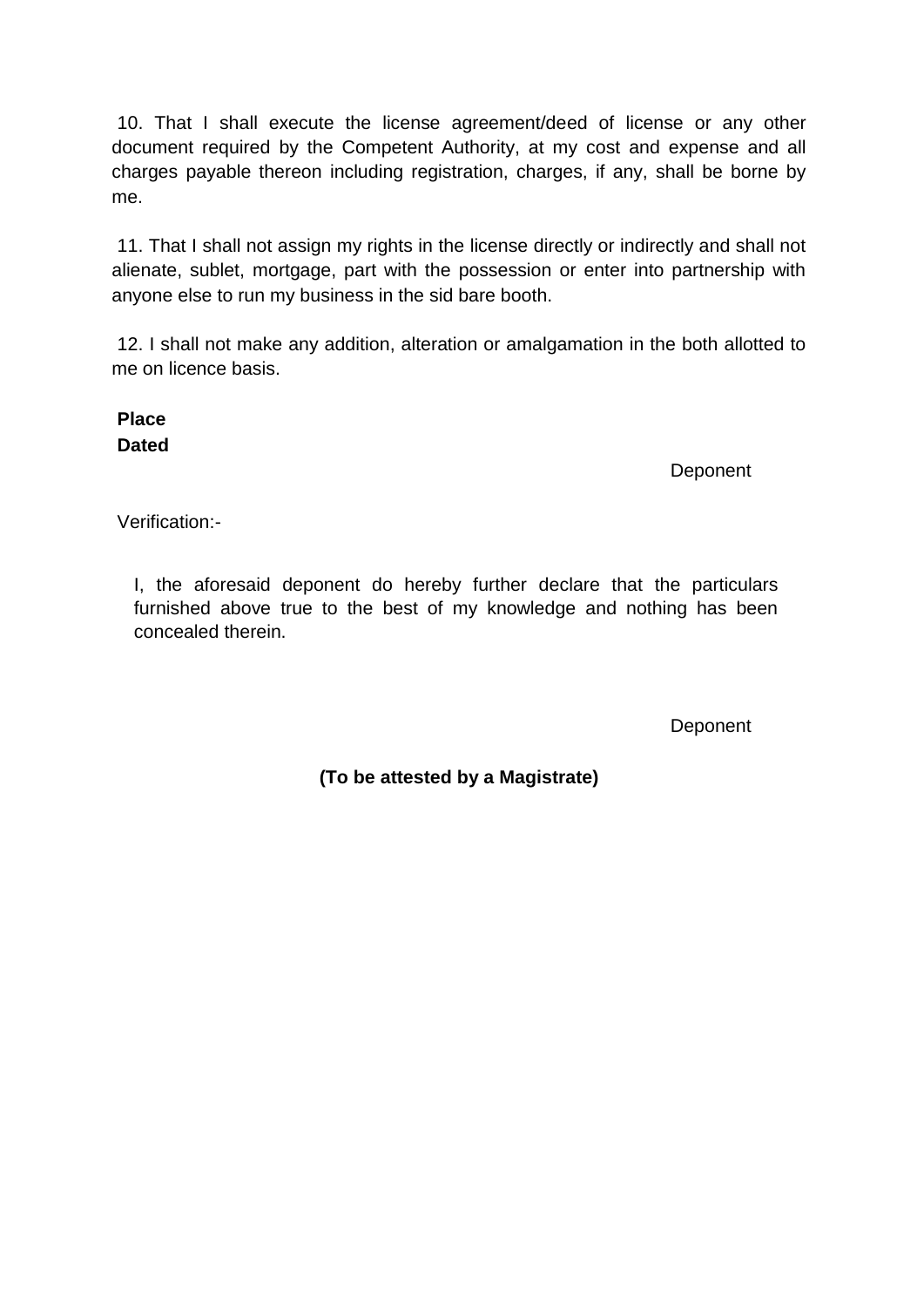10. That I shall execute the license agreement/deed of license or any other document required by the Competent Authority, at my cost and expense and all charges payable thereon including registration, charges, if any, shall be borne by me.

11. That I shall not assign my rights in the license directly or indirectly and shall not alienate, sublet, mortgage, part with the possession or enter into partnership with anyone else to run my business in the sid bare booth.

12. I shall not make any addition, alteration or amalgamation in the both allotted to me on licence basis.

**Place**
**Dated**

Deponent

Verification:-

I, the aforesaid deponent do hereby further declare that the particulars furnished above true to the best of my knowledge and nothing has been concealed therein.

Deponent

**(To be attested by a Magistrate)**